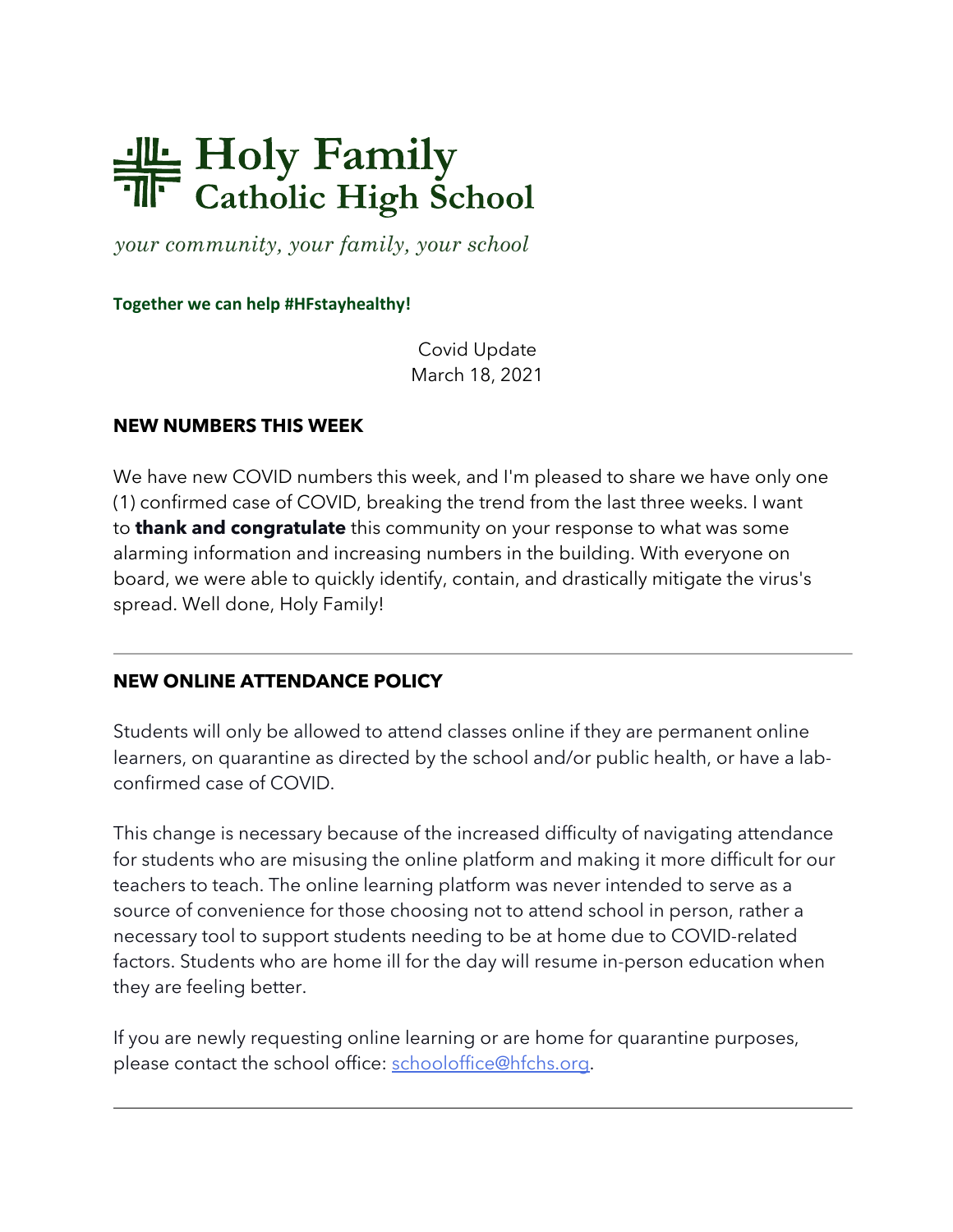# Holy Family Catholic High School

*your community, your family, your school*

**Together we can help #HFstayhealthy!**

Covid Update
March 18, 2021

## NEW NUMBERS THIS WEEK

We have new COVID numbers this week, and I'm pleased to share we have only one (1) confirmed case of COVID, breaking the trend from the last three weeks. I want to **thank and congratulate** this community on your response to what was some alarming information and increasing numbers in the building. With everyone on board, we were able to quickly identify, contain, and drastically mitigate the virus's spread. Well done, Holy Family!

---

## NEW ONLINE ATTENDANCE POLICY

Students will only be allowed to attend classes online if they are permanent online learners, on quarantine as directed by the school and/or public health, or have a lab-confirmed case of COVID.

This change is necessary because of the increased difficulty of navigating attendance for students who are misusing the online platform and making it more difficult for our teachers to teach. The online learning platform was never intended to serve as a source of convenience for those choosing not to attend school in person, rather a necessary tool to support students needing to be at home due to COVID-related factors. Students who are home ill for the day will resume in-person education when they are feeling better.

If you are newly requesting online learning or are home for quarantine purposes, please contact the school office: schooloffice@hfchs.org.

---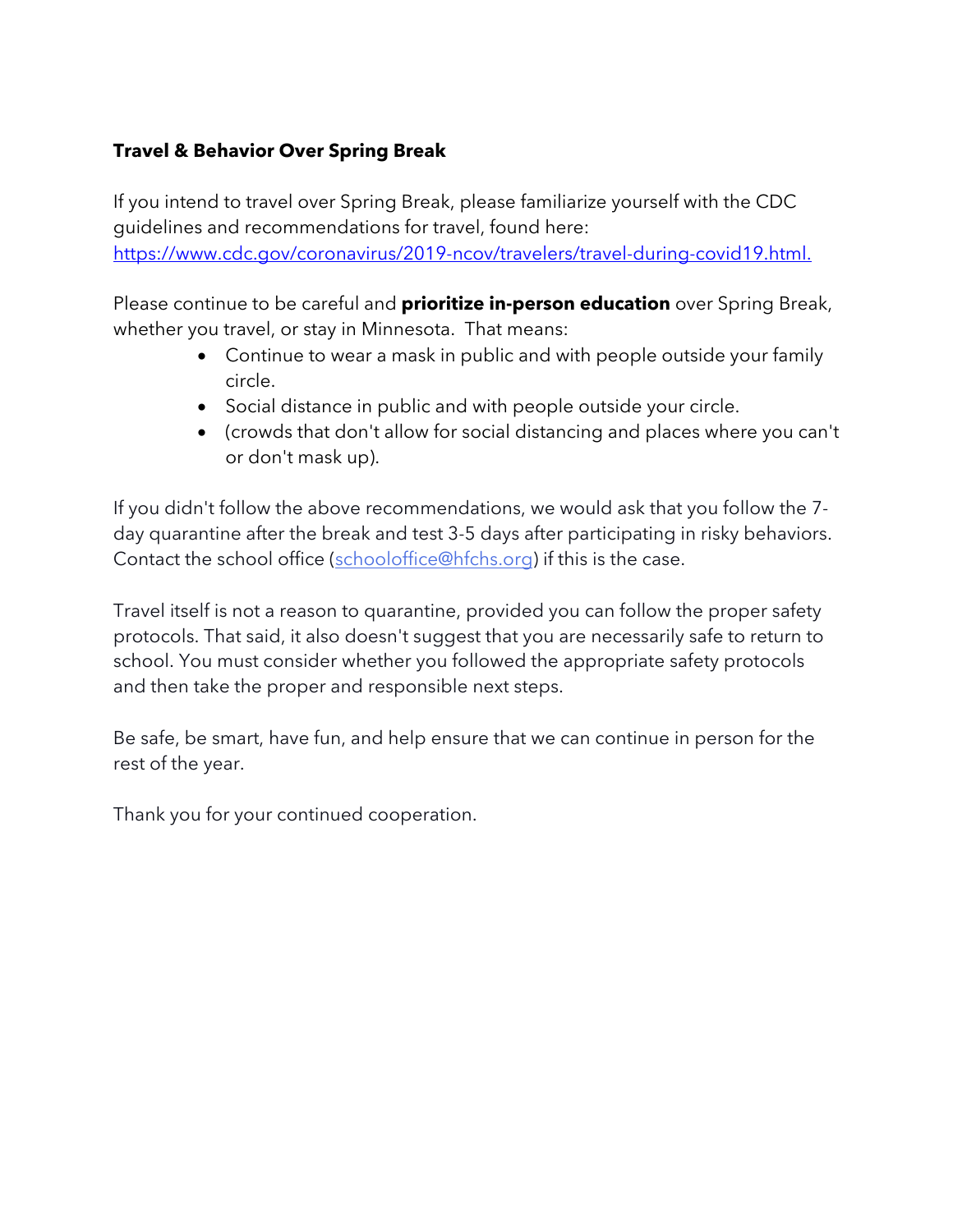**Travel & Behavior Over Spring Break**

If you intend to travel over Spring Break, please familiarize yourself with the CDC guidelines and recommendations for travel, found here: https://www.cdc.gov/coronavirus/2019-ncov/travelers/travel-during-covid19.html.

Please continue to be careful and **prioritize in-person education** over Spring Break, whether you travel, or stay in Minnesota. That means:

- Continue to wear a mask in public and with people outside your family circle.
- Social distance in public and with people outside your circle.
- (crowds that don't allow for social distancing and places where you can't or don't mask up).

If you didn't follow the above recommendations, we would ask that you follow the 7-day quarantine after the break and test 3-5 days after participating in risky behaviors. Contact the school office (schooloffice@hfchs.org) if this is the case.

Travel itself is not a reason to quarantine, provided you can follow the proper safety protocols. That said, it also doesn't suggest that you are necessarily safe to return to school. You must consider whether you followed the appropriate safety protocols and then take the proper and responsible next steps.

Be safe, be smart, have fun, and help ensure that we can continue in person for the rest of the year.

Thank you for your continued cooperation.